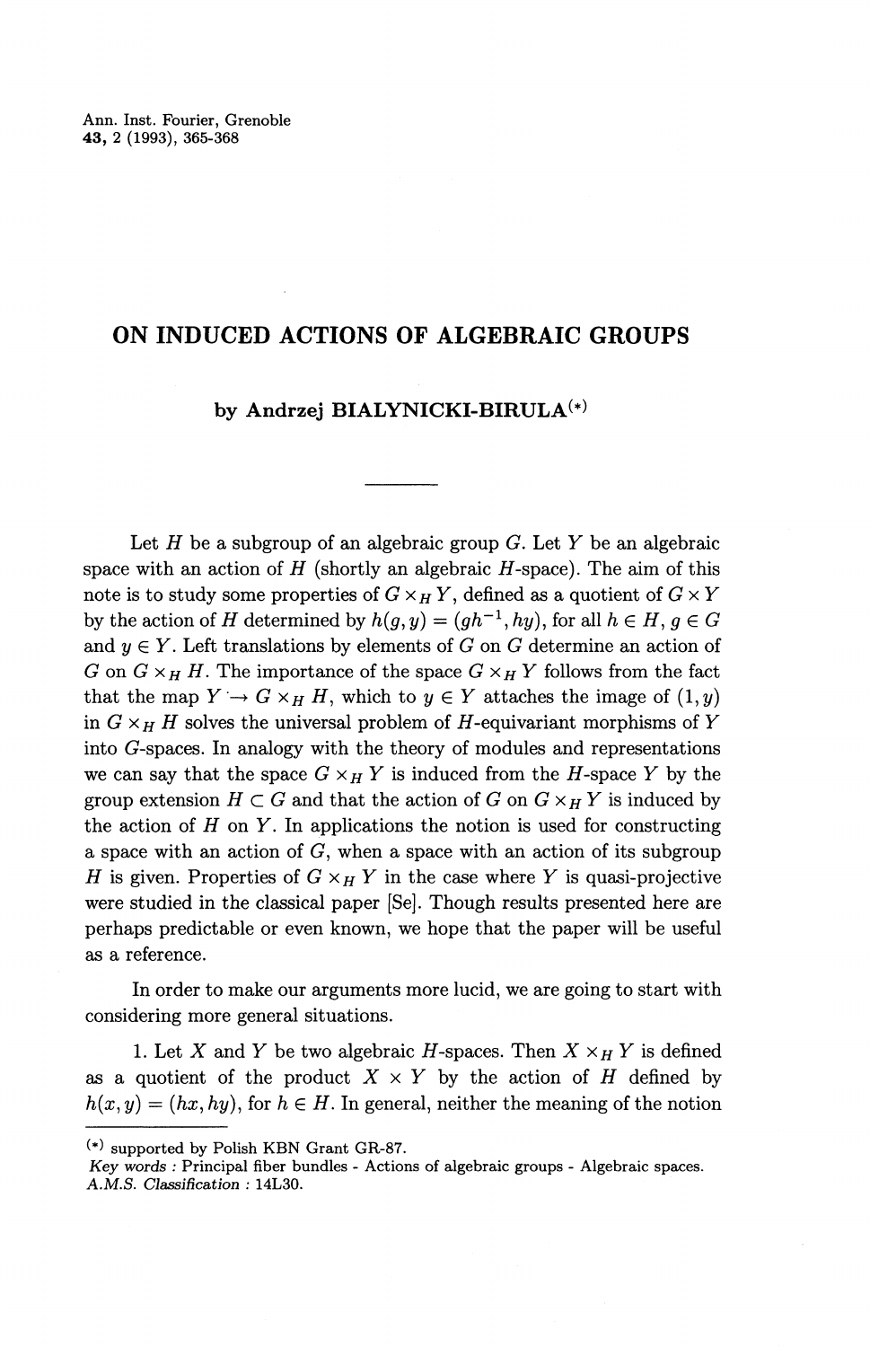# ON INDUCED ACTIONS OF ALGEBRAIC GROUPS

**by Andrzej BIALYNICKI-BIRULA(*)**

---

Let $H$ be a subgroup of an algebraic group $G$. Let $Y$ be an algebraic space with an action of $H$ (shortly an algebraic $H$-space). The aim of this note is to study some properties of $G \times_H Y$, defined as a quotient of $G \times Y$ by the action of $H$ determined by $h(g, y) = (gh^{-1}, hy)$, for all $h \in H$, $g \in G$ and $y \in Y$. Left translations by elements of $G$ on $G$ determine an action of $G$ on $G \times_H H$. The importance of the space $G \times_H Y$ follows from the fact that the map $Y \to G \times_H H$, which to $y \in Y$ attaches the image of $(1, y)$ in $G \times_H H$ solves the universal problem of $H$-equivariant morphisms of $Y$ into $G$-spaces. In analogy with the theory of modules and representations we can say that the space $G \times_H Y$ is induced from the $H$-space $Y$ by the group extension $H \subset G$ and that the action of $G$ on $G \times_H Y$ is induced by the action of $H$ on $Y$. In applications the notion is used for constructing a space with an action of $G$, when a space with an action of its subgroup $H$ is given. Properties of $G \times_H Y$ in the case where $Y$ is quasi-projective were studied in the classical paper [Se]. Though results presented here are perhaps predictable or even known, we hope that the paper will be useful as a reference.

In order to make our arguments more lucid, we are going to start with considering more general situations.

1. Let $X$ and $Y$ be two algebraic $H$-spaces. Then $X \times_H Y$ is defined as a quotient of the product $X \times Y$ by the action of $H$ defined by $h(x, y) = (hx, hy)$, for $h \in H$. In general, neither the meaning of the notion

---

(*) supported by Polish KBN Grant GR-87.
*Key words* : Principal fiber bundles - Actions of algebraic groups - Algebraic spaces.
*A.M.S. Classification* : 14L30.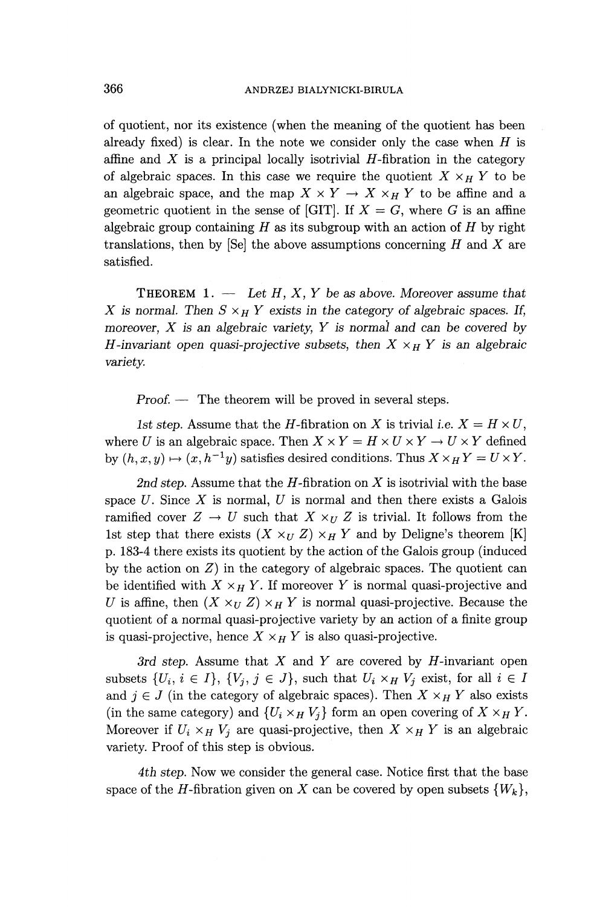of quotient, nor its existence (when the meaning of the quotient has been already fixed) is clear. In the note we consider only the case when $H$ is affine and $X$ is a principal locally isotrivial $H$-fibration in the category of algebraic spaces. In this case we require the quotient $X \times_H Y$ to be an algebraic space, and the map $X \times Y \to X \times_H Y$ to be affine and a geometric quotient in the sense of [GIT]. If $X = G$, where $G$ is an affine algebraic group containing $H$ as its subgroup with an action of $H$ by right translations, then by [Se] the above assumptions concerning $H$ and $X$ are satisfied.

THEOREM 1. — *Let $H$, $X$, $Y$ be as above. Moreover assume that $X$ is normal. Then $S \times_H Y$ exists in the category of algebraic spaces. If, moreover, $X$ is an algebraic variety, $Y$ is normal and can be covered by $H$-invariant open quasi-projective subsets, then $X \times_H Y$ is an algebraic variety.*

*Proof.* — The theorem will be proved in several steps.

*1st step.* Assume that the $H$-fibration on $X$ is trivial i.e. $X = H \times U$, where $U$ is an algebraic space. Then $X \times Y = H \times U \times Y \to U \times Y$ defined by $(h, x, y) \mapsto (x, h^{-1}y)$ satisfies desired conditions. Thus $X \times_H Y = U \times Y$.

*2nd step.* Assume that the $H$-fibration on $X$ is isotrivial with the base space $U$. Since $X$ is normal, $U$ is normal and then there exists a Galois ramified cover $Z \to U$ such that $X \times_U Z$ is trivial. It follows from the 1st step that there exists $(X \times_U Z) \times_H Y$ and by Deligne's theorem [K] p. 183-4 there exists its quotient by the action of the Galois group (induced by the action on $Z$) in the category of algebraic spaces. The quotient can be identified with $X \times_H Y$. If moreover $Y$ is normal quasi-projective and $U$ is affine, then $(X \times_U Z) \times_H Y$ is normal quasi-projective. Because the quotient of a normal quasi-projective variety by an action of a finite group is quasi-projective, hence $X \times_H Y$ is also quasi-projective.

*3rd step.* Assume that $X$ and $Y$ are covered by $H$-invariant open subsets $\{U_i, i \in I\}$, $\{V_j, j \in J\}$, such that $U_i \times_H V_j$ exist, for all $i \in I$ and $j \in J$ (in the category of algebraic spaces). Then $X \times_H Y$ also exists (in the same category) and $\{U_i \times_H V_j\}$ form an open covering of $X \times_H Y$. Moreover if $U_i \times_H V_j$ are quasi-projective, then $X \times_H Y$ is an algebraic variety. Proof of this step is obvious.

*4th step.* Now we consider the general case. Notice first that the base space of the $H$-fibration given on $X$ can be covered by open subsets $\{W_k\}$,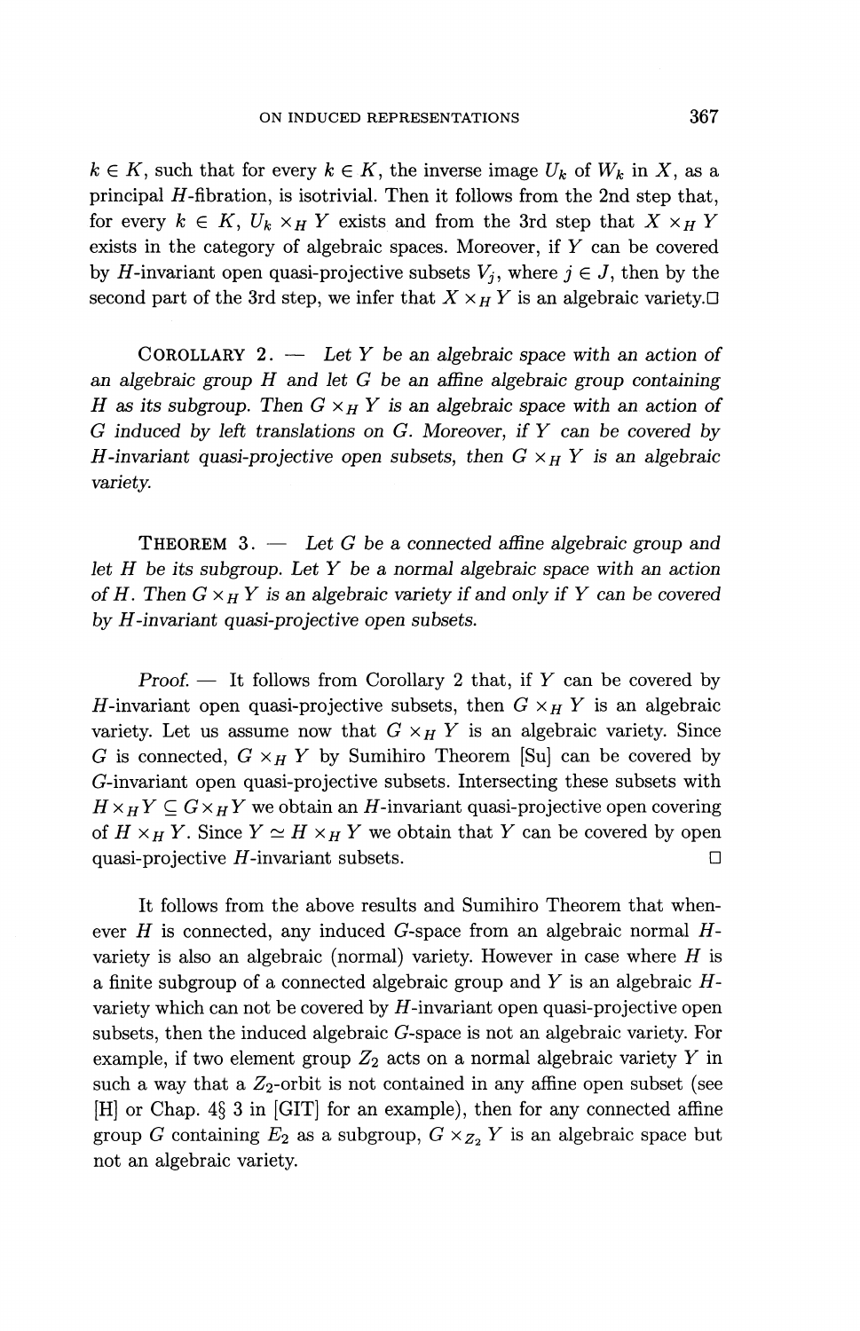$k \in K$, such that for every $k \in K$, the inverse image $U_k$ of $W_k$ in $X$, as a principal $H$-fibration, is isotrivial. Then it follows from the 2nd step that, for every $k \in K$, $U_k \times_H Y$ exists and from the 3rd step that $X \times_H Y$ exists in the category of algebraic spaces. Moreover, if $Y$ can be covered by $H$-invariant open quasi-projective subsets $V_j$, where $j \in J$, then by the second part of the 3rd step, we infer that $X \times_H Y$ is an algebraic variety.□

COROLLARY 2. — *Let $Y$ be an algebraic space with an action of an algebraic group $H$ and let $G$ be an affine algebraic group containing $H$ as its subgroup. Then $G \times_H Y$ is an algebraic space with an action of $G$ induced by left translations on $G$. Moreover, if $Y$ can be covered by $H$-invariant quasi-projective open subsets, then $G \times_H Y$ is an algebraic variety.*

THEOREM 3. — *Let $G$ be a connected affine algebraic group and let $H$ be its subgroup. Let $Y$ be a normal algebraic space with an action of $H$. Then $G \times_H Y$ is an algebraic variety if and only if $Y$ can be covered by $H$-invariant quasi-projective open subsets.*

*Proof.* — It follows from Corollary 2 that, if $Y$ can be covered by $H$-invariant open quasi-projective subsets, then $G \times_H Y$ is an algebraic variety. Let us assume now that $G \times_H Y$ is an algebraic variety. Since $G$ is connected, $G \times_H Y$ by Sumihiro Theorem [Su] can be covered by $G$-invariant open quasi-projective subsets. Intersecting these subsets with $H \times_H Y \subseteq G \times_H Y$ we obtain an $H$-invariant quasi-projective open covering of $H \times_H Y$. Since $Y \simeq H \times_H Y$ we obtain that $Y$ can be covered by open quasi-projective $H$-invariant subsets. □

It follows from the above results and Sumihiro Theorem that whenever $H$ is connected, any induced $G$-space from an algebraic normal $H$-variety is also an algebraic (normal) variety. However in case where $H$ is a finite subgroup of a connected algebraic group and $Y$ is an algebraic $H$-variety which can not be covered by $H$-invariant open quasi-projective open subsets, then the induced algebraic $G$-space is not an algebraic variety. For example, if two element group $Z_2$ acts on a normal algebraic variety $Y$ in such a way that a $Z_2$-orbit is not contained in any affine open subset (see [H] or Chap. 4§ 3 in [GIT] for an example), then for any connected affine group $G$ containing $E_2$ as a subgroup, $G \times_{Z_2} Y$ is an algebraic space but not an algebraic variety.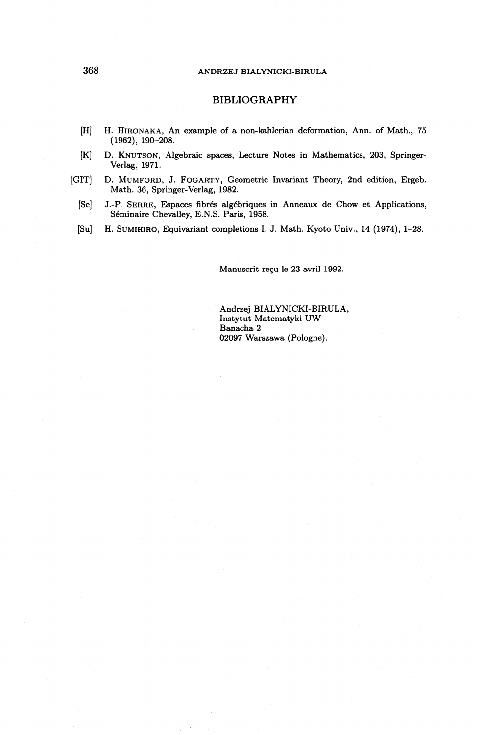## BIBLIOGRAPHY

[H] H. Hironaka, An example of a non-kahlerian deformation, Ann. of Math., 75 (1962), 190–208.

[K] D. Knutson, Algebraic spaces, Lecture Notes in Mathematics, 203, Springer-Verlag, 1971.

[GIT] D. Mumford, J. Fogarty, Geometric Invariant Theory, 2nd edition, Ergeb. Math. 36, Springer-Verlag, 1982.

[Se] J.-P. Serre, Espaces fibrés algébriques in Anneaux de Chow et Applications, Séminaire Chevalley, E.N.S. Paris, 1958.

[Su] H. Sumihiro, Equivariant completions I, J. Math. Kyoto Univ., 14 (1974), 1–28.

Manuscrit reçu le 23 avril 1992.

Andrzej BIALYNICKI-BIRULA,
Instytut Matematyki UW
Banacha 2
02097 Warszawa (Pologne).